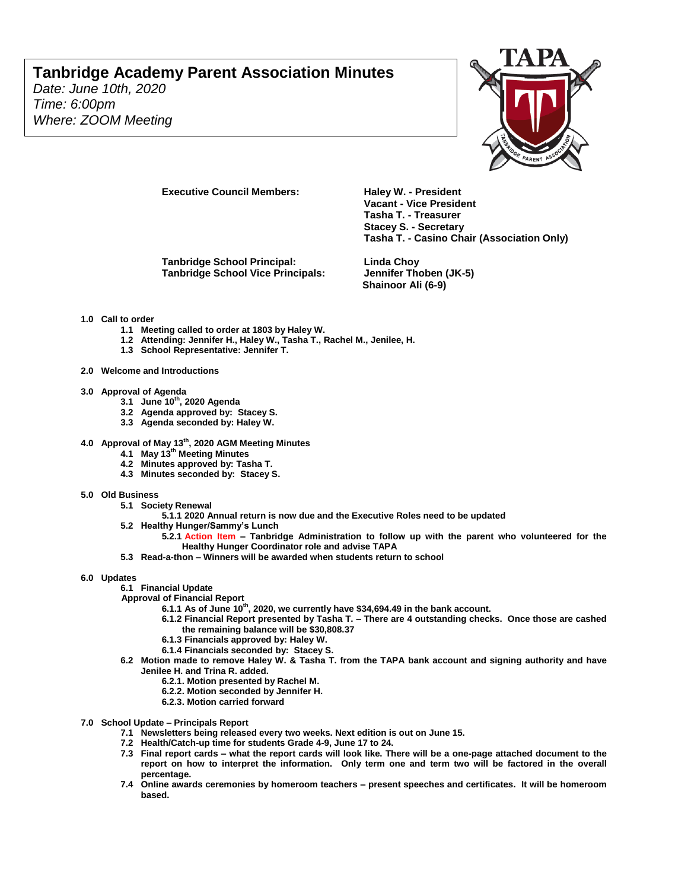# Tanbridge Academy Parent Association Minutes

*Date: June 10th, 2020*
*Time: 6:00pm*
*Where: ZOOM Meeting*

**Executive Council Members:**

**Haley W. - President**
**Vacant - Vice President**
**Tasha T. - Treasurer**
**Stacey S. - Secretary**
**Tasha T. - Casino Chair (Association Only)**

**Tanbridge School Principal:** **Linda Choy**
**Tanbridge School Vice Principals:** **Jennifer Thoben (JK-5)**
**Shainoor Ali (6-9)**

**1.0 Call to order**
- **1.1 Meeting called to order at 1803 by Haley W.**
- **1.2 Attending: Jennifer H., Haley W., Tasha T., Rachel M., Jenilee, H.**
- **1.3 School Representative: Jennifer T.**

**2.0 Welcome and Introductions**

**3.0 Approval of Agenda**
- **3.1 June 10th, 2020 Agenda**
- **3.2 Agenda approved by: Stacey S.**
- **3.3 Agenda seconded by: Haley W.**

**4.0 Approval of May 13th, 2020 AGM Meeting Minutes**
- **4.1 May 13th Meeting Minutes**
- **4.2 Minutes approved by: Tasha T.**
- **4.3 Minutes seconded by: Stacey S.**

**5.0 Old Business**
- **5.1 Society Renewal**
  - **5.1.1 2020 Annual return is now due and the Executive Roles need to be updated**
- **5.2 Healthy Hunger/Sammy's Lunch**
  - **5.2.1 Action Item – Tanbridge Administration to follow up with the parent who volunteered for the Healthy Hunger Coordinator role and advise TAPA**
- **5.3 Read-a-thon – Winners will be awarded when students return to school**

**6.0 Updates**
- **6.1 Financial Update**

  **Approval of Financial Report**
  - **6.1.1 As of June 10th, 2020, we currently have $34,694.49 in the bank account.**
  - **6.1.2 Financial Report presented by Tasha T. – There are 4 outstanding checks. Once those are cashed the remaining balance will be $30,808.37**
  - **6.1.3 Financials approved by: Haley W.**
  - **6.1.4 Financials seconded by: Stacey S.**
- **6.2 Motion made to remove Haley W. & Tasha T. from the TAPA bank account and signing authority and have Jenilee H. and Trina R. added.**
  - **6.2.1. Motion presented by Rachel M.**
  - **6.2.2. Motion seconded by Jennifer H.**
  - **6.2.3. Motion carried forward**

**7.0 School Update – Principals Report**
- **7.1 Newsletters being released every two weeks. Next edition is out on June 15.**
- **7.2 Health/Catch-up time for students Grade 4-9, June 17 to 24.**
- **7.3 Final report cards – what the report cards will look like. There will be a one-page attached document to the report on how to interpret the information. Only term one and term two will be factored in the overall percentage.**
- **7.4 Online awards ceremonies by homeroom teachers – present speeches and certificates. It will be homeroom based.**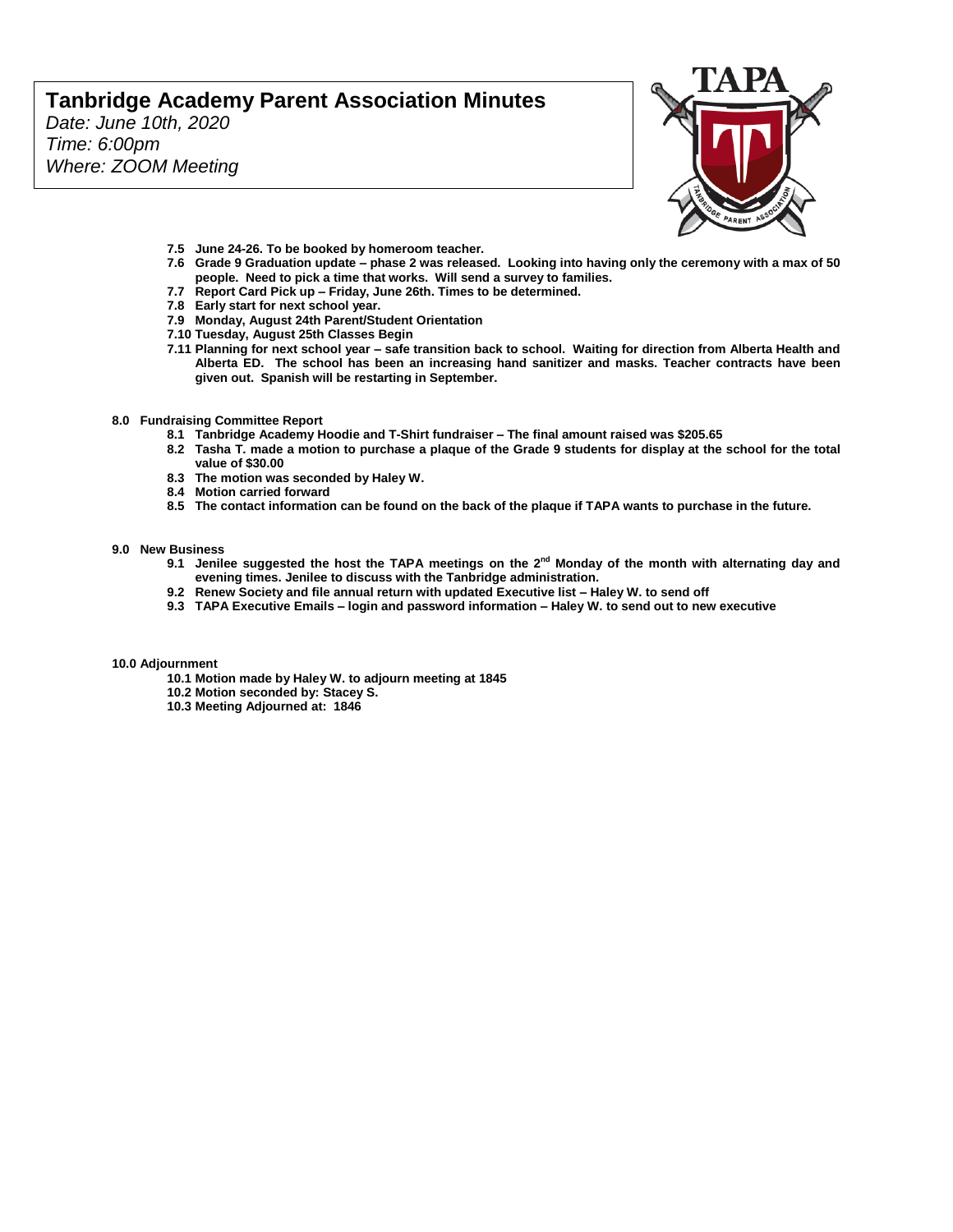# Tanbridge Academy Parent Association Minutes

*Date: June 10th, 2020*
*Time: 6:00pm*
*Where: ZOOM Meeting*

**7.5 June 24-26. To be booked by homeroom teacher.**
**7.6 Grade 9 Graduation update – phase 2 was released. Looking into having only the ceremony with a max of 50 people. Need to pick a time that works. Will send a survey to families.**
**7.7 Report Card Pick up – Friday, June 26th. Times to be determined.**
**7.8 Early start for next school year.**
**7.9 Monday, August 24th Parent/Student Orientation**
**7.10 Tuesday, August 25th Classes Begin**
**7.11 Planning for next school year – safe transition back to school. Waiting for direction from Alberta Health and Alberta ED. The school has been an increasing hand sanitizer and masks. Teacher contracts have been given out. Spanish will be restarting in September.**

**8.0 Fundraising Committee Report**

**8.1 Tanbridge Academy Hoodie and T-Shirt fundraiser – The final amount raised was $205.65**
**8.2 Tasha T. made a motion to purchase a plaque of the Grade 9 students for display at the school for the total value of $30.00**
**8.3 The motion was seconded by Haley W.**
**8.4 Motion carried forward**
**8.5 The contact information can be found on the back of the plaque if TAPA wants to purchase in the future.**

**9.0 New Business**

**9.1 Jenilee suggested the host the TAPA meetings on the 2nd Monday of the month with alternating day and evening times. Jenilee to discuss with the Tanbridge administration.**
**9.2 Renew Society and file annual return with updated Executive list – Haley W. to send off**
**9.3 TAPA Executive Emails – login and password information – Haley W. to send out to new executive**

**10.0 Adjournment**

**10.1 Motion made by Haley W. to adjourn meeting at 1845**
**10.2 Motion seconded by: Stacey S.**
**10.3 Meeting Adjourned at: 1846**